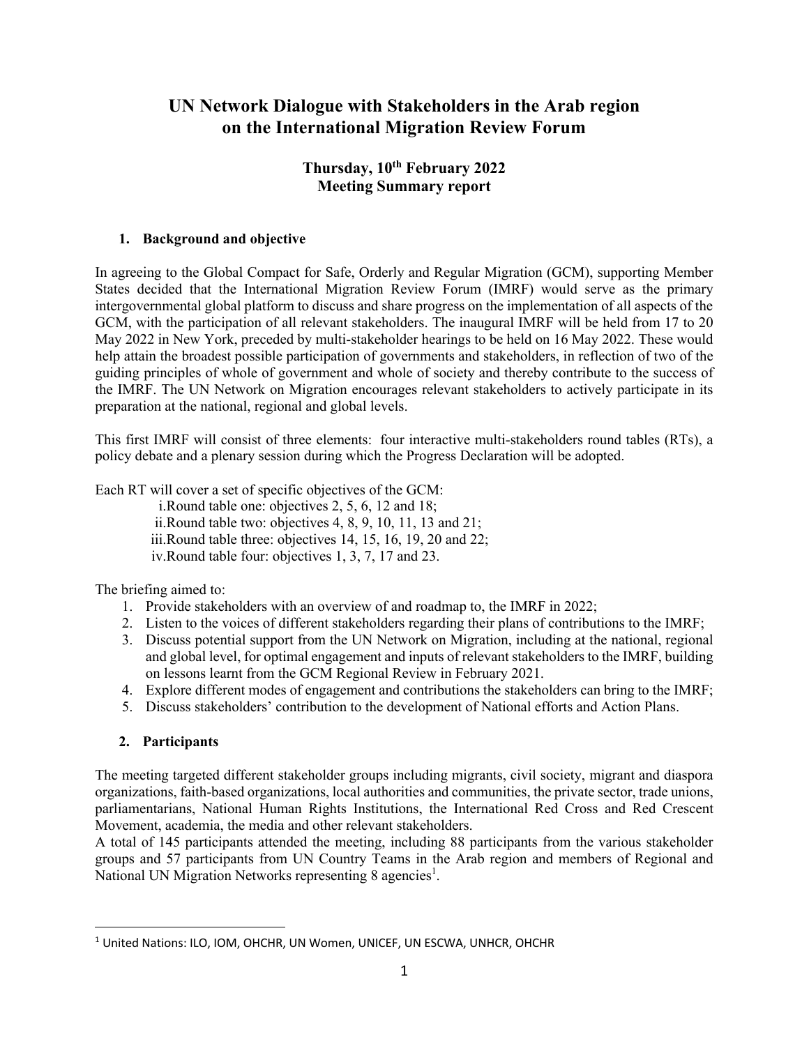# UN Network Dialogue with Stakeholders in the Arab region on the International Migration Review Forum

**Thursday, 10th February 2022**
**Meeting Summary report**

## 1. Background and objective

In agreeing to the Global Compact for Safe, Orderly and Regular Migration (GCM), supporting Member States decided that the International Migration Review Forum (IMRF) would serve as the primary intergovernmental global platform to discuss and share progress on the implementation of all aspects of the GCM, with the participation of all relevant stakeholders. The inaugural IMRF will be held from 17 to 20 May 2022 in New York, preceded by multi-stakeholder hearings to be held on 16 May 2022. These would help attain the broadest possible participation of governments and stakeholders, in reflection of two of the guiding principles of whole of government and whole of society and thereby contribute to the success of the IMRF. The UN Network on Migration encourages relevant stakeholders to actively participate in its preparation at the national, regional and global levels.

This first IMRF will consist of three elements: four interactive multi-stakeholders round tables (RTs), a policy debate and a plenary session during which the Progress Declaration will be adopted.

Each RT will cover a set of specific objectives of the GCM:

i. Round table one: objectives 2, 5, 6, 12 and 18;
ii. Round table two: objectives 4, 8, 9, 10, 11, 13 and 21;
iii. Round table three: objectives 14, 15, 16, 19, 20 and 22;
iv. Round table four: objectives 1, 3, 7, 17 and 23.

The briefing aimed to:

1. Provide stakeholders with an overview of and roadmap to, the IMRF in 2022;
2. Listen to the voices of different stakeholders regarding their plans of contributions to the IMRF;
3. Discuss potential support from the UN Network on Migration, including at the national, regional and global level, for optimal engagement and inputs of relevant stakeholders to the IMRF, building on lessons learnt from the GCM Regional Review in February 2021.
4. Explore different modes of engagement and contributions the stakeholders can bring to the IMRF;
5. Discuss stakeholders' contribution to the development of National efforts and Action Plans.

## 2. Participants

The meeting targeted different stakeholder groups including migrants, civil society, migrant and diaspora organizations, faith-based organizations, local authorities and communities, the private sector, trade unions, parliamentarians, National Human Rights Institutions, the International Red Cross and Red Crescent Movement, academia, the media and other relevant stakeholders.

A total of 145 participants attended the meeting, including 88 participants from the various stakeholder groups and 57 participants from UN Country Teams in the Arab region and members of Regional and National UN Migration Networks representing 8 agencies[1].

---

[1] United Nations: ILO, IOM, OHCHR, UN Women, UNICEF, UN ESCWA, UNHCR, OHCHR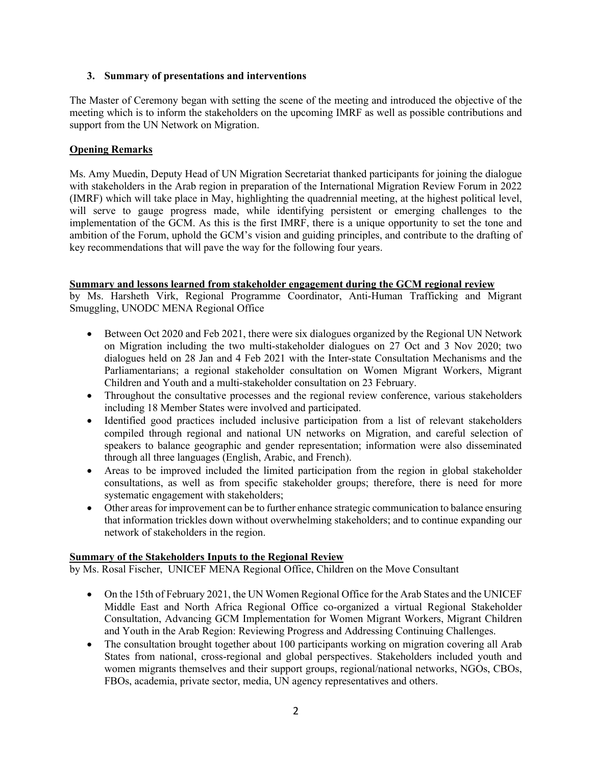### 3. Summary of presentations and interventions

The Master of Ceremony began with setting the scene of the meeting and introduced the objective of the meeting which is to inform the stakeholders on the upcoming IMRF as well as possible contributions and support from the UN Network on Migration.

**Opening Remarks**

Ms. Amy Muedin, Deputy Head of UN Migration Secretariat thanked participants for joining the dialogue with stakeholders in the Arab region in preparation of the International Migration Review Forum in 2022 (IMRF) which will take place in May, highlighting the quadrennial meeting, at the highest political level, will serve to gauge progress made, while identifying persistent or emerging challenges to the implementation of the GCM. As this is the first IMRF, there is a unique opportunity to set the tone and ambition of the Forum, uphold the GCM's vision and guiding principles, and contribute to the drafting of key recommendations that will pave the way for the following four years.

**Summary and lessons learned from stakeholder engagement during the GCM regional review**
by Ms. Harsheth Virk, Regional Programme Coordinator, Anti-Human Trafficking and Migrant Smuggling, UNODC MENA Regional Office

- Between Oct 2020 and Feb 2021, there were six dialogues organized by the Regional UN Network on Migration including the two multi-stakeholder dialogues on 27 Oct and 3 Nov 2020; two dialogues held on 28 Jan and 4 Feb 2021 with the Inter-state Consultation Mechanisms and the Parliamentarians; a regional stakeholder consultation on Women Migrant Workers, Migrant Children and Youth and a multi-stakeholder consultation on 23 February.
- Throughout the consultative processes and the regional review conference, various stakeholders including 18 Member States were involved and participated.
- Identified good practices included inclusive participation from a list of relevant stakeholders compiled through regional and national UN networks on Migration, and careful selection of speakers to balance geographic and gender representation; information were also disseminated through all three languages (English, Arabic, and French).
- Areas to be improved included the limited participation from the region in global stakeholder consultations, as well as from specific stakeholder groups; therefore, there is need for more systematic engagement with stakeholders;
- Other areas for improvement can be to further enhance strategic communication to balance ensuring that information trickles down without overwhelming stakeholders; and to continue expanding our network of stakeholders in the region.

**Summary of the Stakeholders Inputs to the Regional Review**
by Ms. Rosal Fischer, UNICEF MENA Regional Office, Children on the Move Consultant

- On the 15th of February 2021, the UN Women Regional Office for the Arab States and the UNICEF Middle East and North Africa Regional Office co-organized a virtual Regional Stakeholder Consultation, Advancing GCM Implementation for Women Migrant Workers, Migrant Children and Youth in the Arab Region: Reviewing Progress and Addressing Continuing Challenges.
- The consultation brought together about 100 participants working on migration covering all Arab States from national, cross-regional and global perspectives. Stakeholders included youth and women migrants themselves and their support groups, regional/national networks, NGOs, CBOs, FBOs, academia, private sector, media, UN agency representatives and others.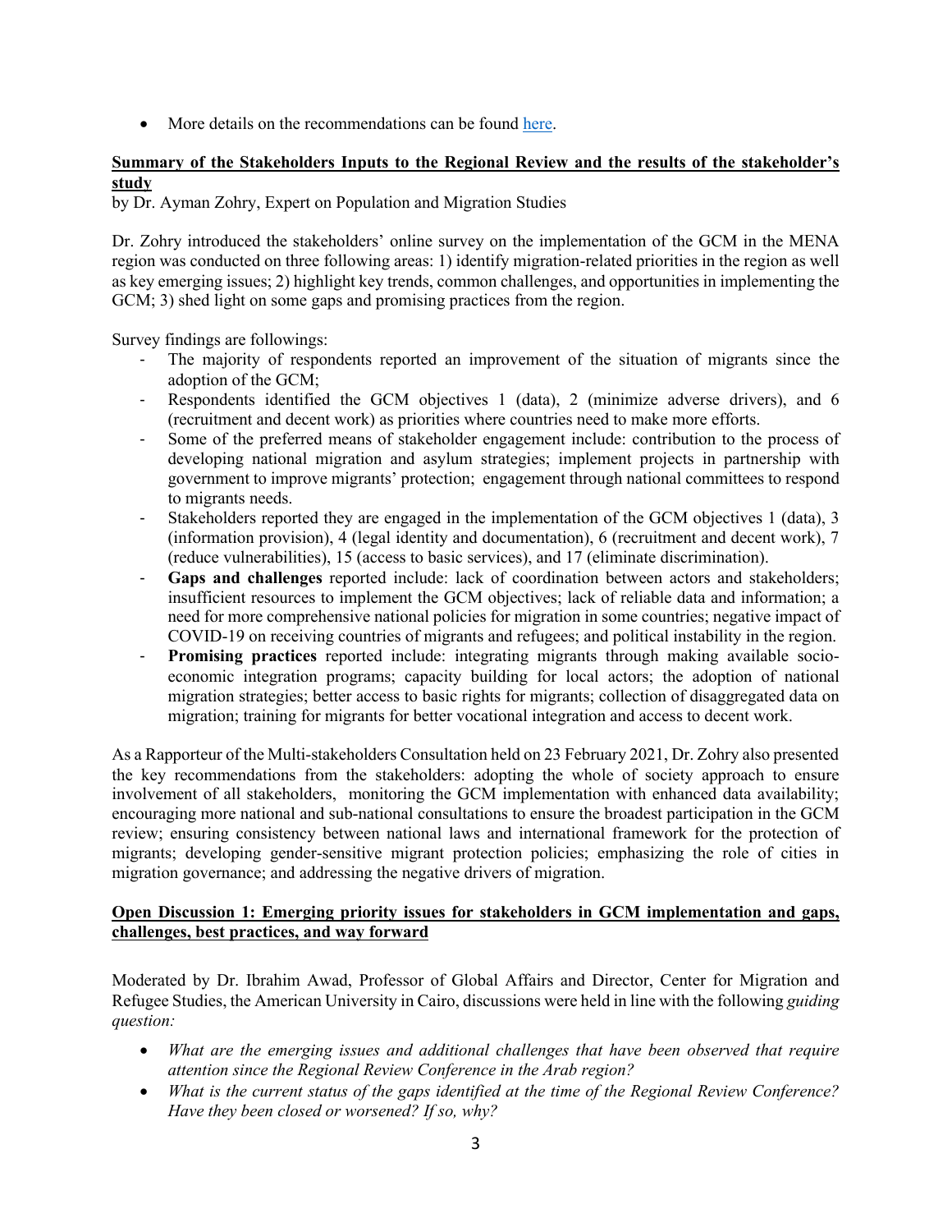- More details on the recommendations can be found here.

**Summary of the Stakeholders Inputs to the Regional Review and the results of the stakeholder's study**

by Dr. Ayman Zohry, Expert on Population and Migration Studies

Dr. Zohry introduced the stakeholders' online survey on the implementation of the GCM in the MENA region was conducted on three following areas: 1) identify migration-related priorities in the region as well as key emerging issues; 2) highlight key trends, common challenges, and opportunities in implementing the GCM; 3) shed light on some gaps and promising practices from the region.

Survey findings are followings:

- The majority of respondents reported an improvement of the situation of migrants since the adoption of the GCM;
- Respondents identified the GCM objectives 1 (data), 2 (minimize adverse drivers), and 6 (recruitment and decent work) as priorities where countries need to make more efforts.
- Some of the preferred means of stakeholder engagement include: contribution to the process of developing national migration and asylum strategies; implement projects in partnership with government to improve migrants' protection; engagement through national committees to respond to migrants needs.
- Stakeholders reported they are engaged in the implementation of the GCM objectives 1 (data), 3 (information provision), 4 (legal identity and documentation), 6 (recruitment and decent work), 7 (reduce vulnerabilities), 15 (access to basic services), and 17 (eliminate discrimination).
- **Gaps and challenges** reported include: lack of coordination between actors and stakeholders; insufficient resources to implement the GCM objectives; lack of reliable data and information; a need for more comprehensive national policies for migration in some countries; negative impact of COVID-19 on receiving countries of migrants and refugees; and political instability in the region.
- **Promising practices** reported include: integrating migrants through making available socio-economic integration programs; capacity building for local actors; the adoption of national migration strategies; better access to basic rights for migrants; collection of disaggregated data on migration; training for migrants for better vocational integration and access to decent work.

As a Rapporteur of the Multi-stakeholders Consultation held on 23 February 2021, Dr. Zohry also presented the key recommendations from the stakeholders: adopting the whole of society approach to ensure involvement of all stakeholders, monitoring the GCM implementation with enhanced data availability; encouraging more national and sub-national consultations to ensure the broadest participation in the GCM review; ensuring consistency between national laws and international framework for the protection of migrants; developing gender-sensitive migrant protection policies; emphasizing the role of cities in migration governance; and addressing the negative drivers of migration.

**Open Discussion 1: Emerging priority issues for stakeholders in GCM implementation and gaps, challenges, best practices, and way forward**

Moderated by Dr. Ibrahim Awad, Professor of Global Affairs and Director, Center for Migration and Refugee Studies, the American University in Cairo, discussions were held in line with the following *guiding question:*

- *What are the emerging issues and additional challenges that have been observed that require attention since the Regional Review Conference in the Arab region?*
- *What is the current status of the gaps identified at the time of the Regional Review Conference? Have they been closed or worsened? If so, why?*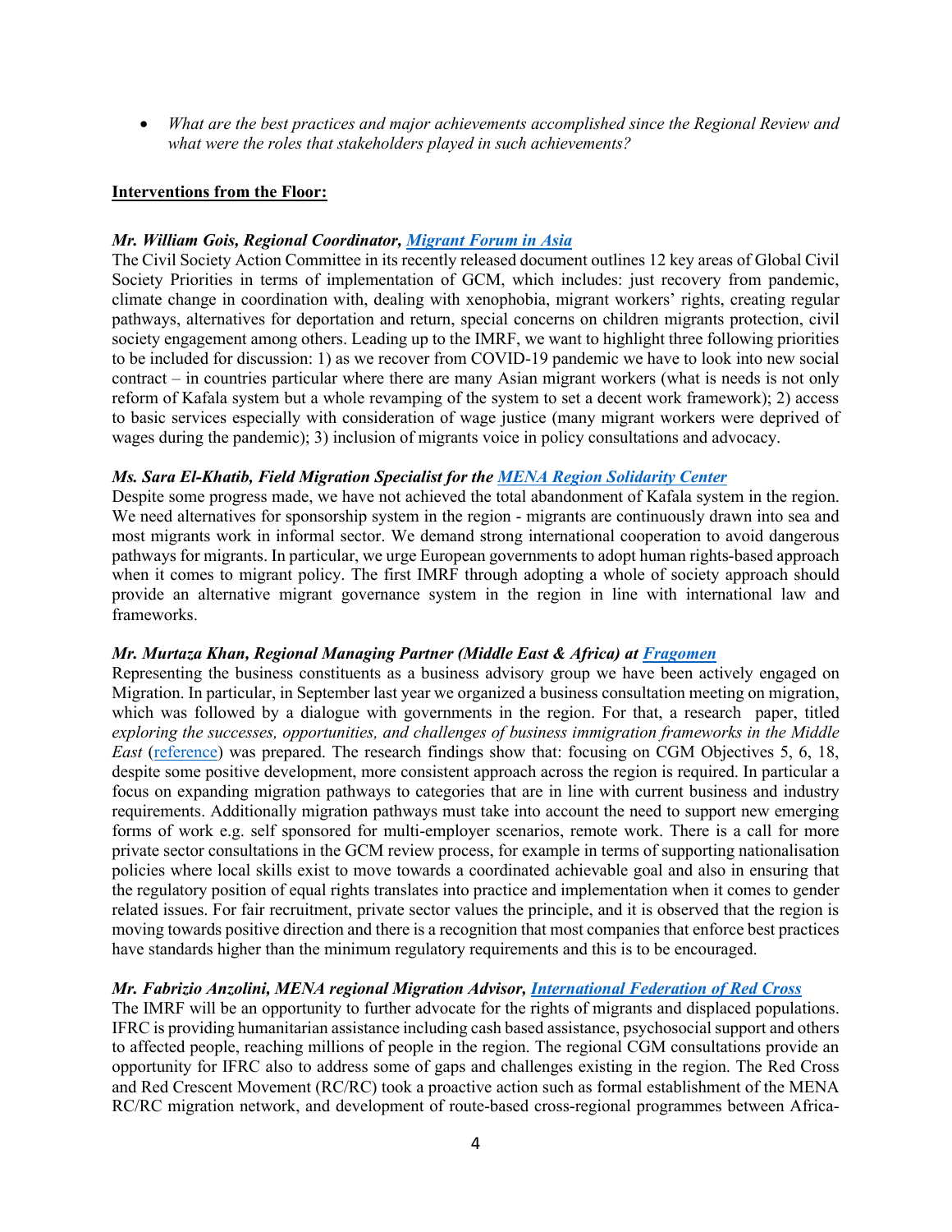- *What are the best practices and major achievements accomplished since the Regional Review and what were the roles that stakeholders played in such achievements?*

**Interventions from the Floor:**

***Mr. William Gois, Regional Coordinator, [Migrant Forum in Asia](#)***

The Civil Society Action Committee in its recently released document outlines 12 key areas of Global Civil Society Priorities in terms of implementation of GCM, which includes: just recovery from pandemic, climate change in coordination with, dealing with xenophobia, migrant workers' rights, creating regular pathways, alternatives for deportation and return, special concerns on children migrants protection, civil society engagement among others. Leading up to the IMRF, we want to highlight three following priorities to be included for discussion: 1) as we recover from COVID-19 pandemic we have to look into new social contract – in countries particular where there are many Asian migrant workers (what is needs is not only reform of Kafala system but a whole revamping of the system to set a decent work framework); 2) access to basic services especially with consideration of wage justice (many migrant workers were deprived of wages during the pandemic); 3) inclusion of migrants voice in policy consultations and advocacy.

***Ms. Sara El-Khatib, Field Migration Specialist for the [MENA Region Solidarity Center](#)***

Despite some progress made, we have not achieved the total abandonment of Kafala system in the region. We need alternatives for sponsorship system in the region - migrants are continuously drawn into sea and most migrants work in informal sector. We demand strong international cooperation to avoid dangerous pathways for migrants. In particular, we urge European governments to adopt human rights-based approach when it comes to migrant policy. The first IMRF through adopting a whole of society approach should provide an alternative migrant governance system in the region in line with international law and frameworks.

***Mr. Murtaza Khan, Regional Managing Partner (Middle East & Africa) at [Fragomen](#)***

Representing the business constituents as a business advisory group we have been actively engaged on Migration. In particular, in September last year we organized a business consultation meeting on migration, which was followed by a dialogue with governments in the region. For that, a research paper, titled *exploring the successes, opportunities, and challenges of business immigration frameworks in the Middle East* ([reference](#)) was prepared. The research findings show that: focusing on CGM Objectives 5, 6, 18, despite some positive development, more consistent approach across the region is required. In particular a focus on expanding migration pathways to categories that are in line with current business and industry requirements. Additionally migration pathways must take into account the need to support new emerging forms of work e.g. self sponsored for multi-employer scenarios, remote work. There is a call for more private sector consultations in the GCM review process, for example in terms of supporting nationalisation policies where local skills exist to move towards a coordinated achievable goal and also in ensuring that the regulatory position of equal rights translates into practice and implementation when it comes to gender related issues. For fair recruitment, private sector values the principle, and it is observed that the region is moving towards positive direction and there is a recognition that most companies that enforce best practices have standards higher than the minimum regulatory requirements and this is to be encouraged.

***Mr. Fabrizio Anzolini, MENA regional Migration Advisor, [International Federation of Red Cross](#)***

The IMRF will be an opportunity to further advocate for the rights of migrants and displaced populations. IFRC is providing humanitarian assistance including cash based assistance, psychosocial support and others to affected people, reaching millions of people in the region. The regional CGM consultations provide an opportunity for IFRC also to address some of gaps and challenges existing in the region. The Red Cross and Red Crescent Movement (RC/RC) took a proactive action such as formal establishment of the MENA RC/RC migration network, and development of route-based cross-regional programmes between Africa-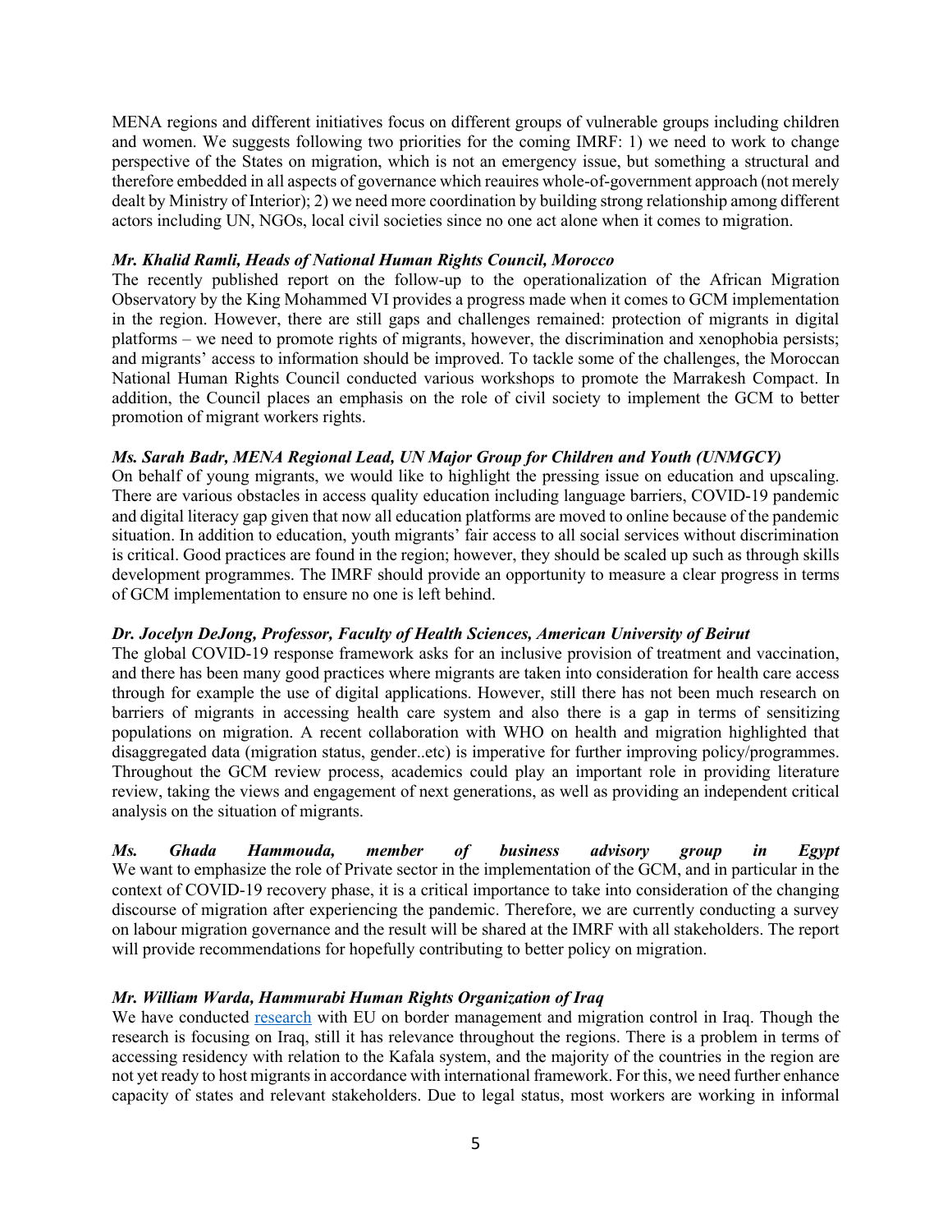MENA regions and different initiatives focus on different groups of vulnerable groups including children and women. We suggests following two priorities for the coming IMRF: 1) we need to work to change perspective of the States on migration, which is not an emergency issue, but something a structural and therefore embedded in all aspects of governance which reauires whole-of-government approach (not merely dealt by Ministry of Interior); 2) we need more coordination by building strong relationship among different actors including UN, NGOs, local civil societies since no one act alone when it comes to migration.

***Mr. Khalid Ramli, Heads of National Human Rights Council, Morocco***

The recently published report on the follow-up to the operationalization of the African Migration Observatory by the King Mohammed VI provides a progress made when it comes to GCM implementation in the region. However, there are still gaps and challenges remained: protection of migrants in digital platforms – we need to promote rights of migrants, however, the discrimination and xenophobia persists; and migrants' access to information should be improved. To tackle some of the challenges, the Moroccan National Human Rights Council conducted various workshops to promote the Marrakesh Compact. In addition, the Council places an emphasis on the role of civil society to implement the GCM to better promotion of migrant workers rights.

***Ms. Sarah Badr, MENA Regional Lead, UN Major Group for Children and Youth (UNMGCY)***

On behalf of young migrants, we would like to highlight the pressing issue on education and upscaling. There are various obstacles in access quality education including language barriers, COVID-19 pandemic and digital literacy gap given that now all education platforms are moved to online because of the pandemic situation. In addition to education, youth migrants' fair access to all social services without discrimination is critical. Good practices are found in the region; however, they should be scaled up such as through skills development programmes. The IMRF should provide an opportunity to measure a clear progress in terms of GCM implementation to ensure no one is left behind.

***Dr. Jocelyn DeJong, Professor, Faculty of Health Sciences, American University of Beirut***

The global COVID-19 response framework asks for an inclusive provision of treatment and vaccination, and there has been many good practices where migrants are taken into consideration for health care access through for example the use of digital applications. However, still there has not been much research on barriers of migrants in accessing health care system and also there is a gap in terms of sensitizing populations on migration. A recent collaboration with WHO on health and migration highlighted that disaggregated data (migration status, gender..etc) is imperative for further improving policy/programmes. Throughout the GCM review process, academics could play an important role in providing literature review, taking the views and engagement of next generations, as well as providing an independent critical analysis on the situation of migrants.

***Ms. Ghada Hammouda, member of business advisory group in Egypt***

We want to emphasize the role of Private sector in the implementation of the GCM, and in particular in the context of COVID-19 recovery phase, it is a critical importance to take into consideration of the changing discourse of migration after experiencing the pandemic. Therefore, we are currently conducting a survey on labour migration governance and the result will be shared at the IMRF with all stakeholders. The report will provide recommendations for hopefully contributing to better policy on migration.

***Mr. William Warda, Hammurabi Human Rights Organization of Iraq***

We have conducted research with EU on border management and migration control in Iraq. Though the research is focusing on Iraq, still it has relevance throughout the regions. There is a problem in terms of accessing residency with relation to the Kafala system, and the majority of the countries in the region are not yet ready to host migrants in accordance with international framework. For this, we need further enhance capacity of states and relevant stakeholders. Due to legal status, most workers are working in informal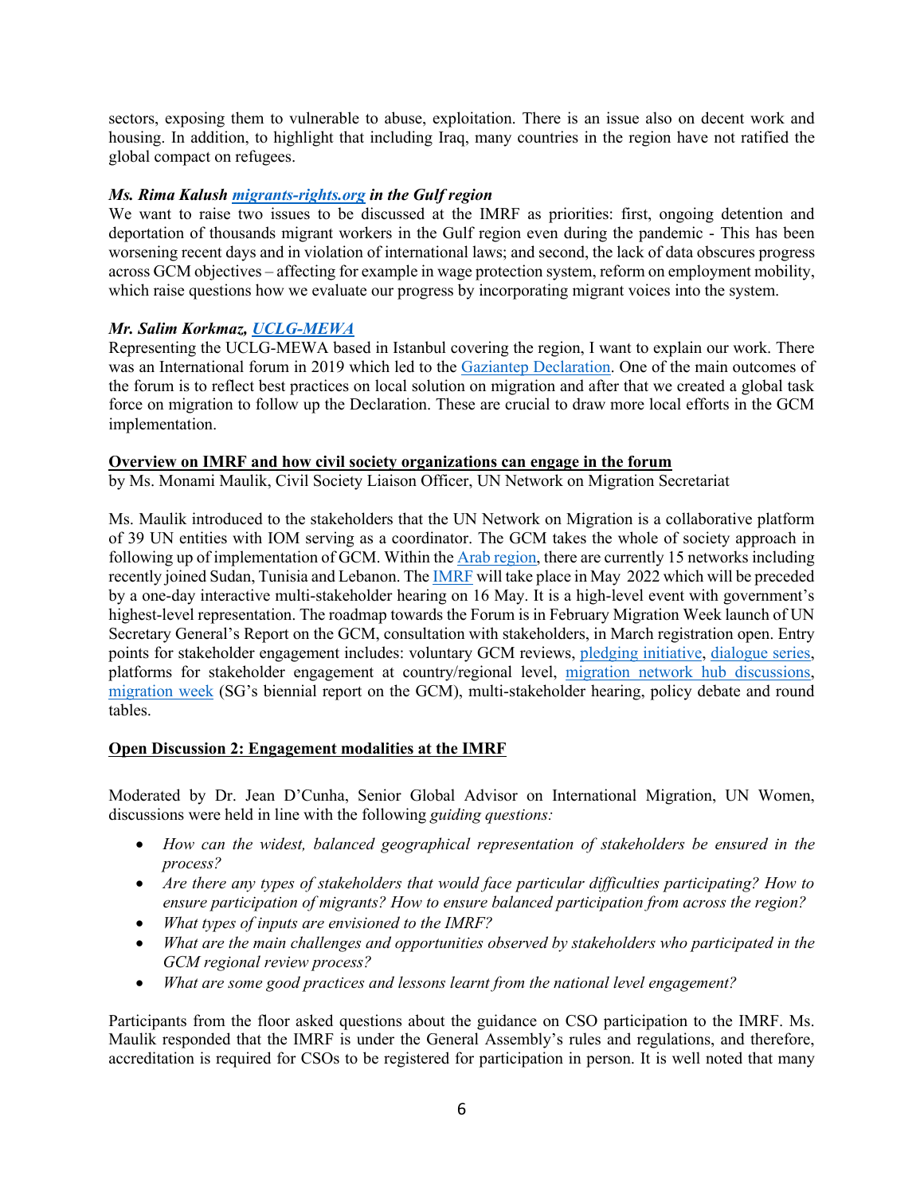sectors, exposing them to vulnerable to abuse, exploitation. There is an issue also on decent work and housing. In addition, to highlight that including Iraq, many countries in the region have not ratified the global compact on refugees.

***Ms. Rima Kalush migrants-rights.org in the Gulf region***
We want to raise two issues to be discussed at the IMRF as priorities: first, ongoing detention and deportation of thousands migrant workers in the Gulf region even during the pandemic - This has been worsening recent days and in violation of international laws; and second, the lack of data obscures progress across GCM objectives – affecting for example in wage protection system, reform on employment mobility, which raise questions how we evaluate our progress by incorporating migrant voices into the system.

***Mr. Salim Korkmaz, UCLG-MEWA***
Representing the UCLG-MEWA based in Istanbul covering the region, I want to explain our work. There was an International forum in 2019 which led to the Gaziantep Declaration. One of the main outcomes of the forum is to reflect best practices on local solution on migration and after that we created a global task force on migration to follow up the Declaration. These are crucial to draw more local efforts in the GCM implementation.

**Overview on IMRF and how civil society organizations can engage in the forum**
by Ms. Monami Maulik, Civil Society Liaison Officer, UN Network on Migration Secretariat

Ms. Maulik introduced to the stakeholders that the UN Network on Migration is a collaborative platform of 39 UN entities with IOM serving as a coordinator. The GCM takes the whole of society approach in following up of implementation of GCM. Within the Arab region, there are currently 15 networks including recently joined Sudan, Tunisia and Lebanon. The IMRF will take place in May 2022 which will be preceded by a one-day interactive multi-stakeholder hearing on 16 May. It is a high-level event with government's highest-level representation. The roadmap towards the Forum is in February Migration Week launch of UN Secretary General's Report on the GCM, consultation with stakeholders, in March registration open. Entry points for stakeholder engagement includes: voluntary GCM reviews, pledging initiative, dialogue series, platforms for stakeholder engagement at country/regional level, migration network hub discussions, migration week (SG's biennial report on the GCM), multi-stakeholder hearing, policy debate and round tables.

**Open Discussion 2: Engagement modalities at the IMRF**

Moderated by Dr. Jean D'Cunha, Senior Global Advisor on International Migration, UN Women, discussions were held in line with the following *guiding questions:*

- *How can the widest, balanced geographical representation of stakeholders be ensured in the process?*
- *Are there any types of stakeholders that would face particular difficulties participating? How to ensure participation of migrants? How to ensure balanced participation from across the region?*
- *What types of inputs are envisioned to the IMRF?*
- *What are the main challenges and opportunities observed by stakeholders who participated in the GCM regional review process?*
- *What are some good practices and lessons learnt from the national level engagement?*

Participants from the floor asked questions about the guidance on CSO participation to the IMRF. Ms. Maulik responded that the IMRF is under the General Assembly's rules and regulations, and therefore, accreditation is required for CSOs to be registered for participation in person. It is well noted that many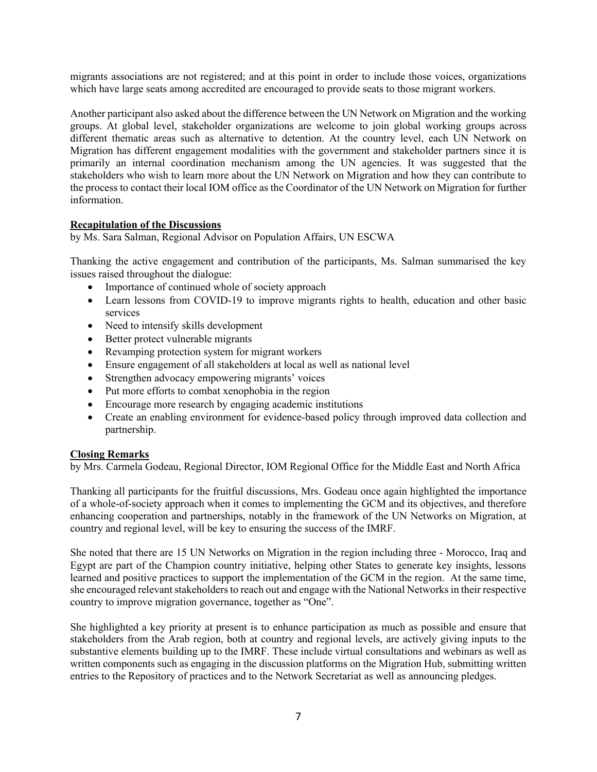migrants associations are not registered; and at this point in order to include those voices, organizations which have large seats among accredited are encouraged to provide seats to those migrant workers.

Another participant also asked about the difference between the UN Network on Migration and the working groups. At global level, stakeholder organizations are welcome to join global working groups across different thematic areas such as alternative to detention. At the country level, each UN Network on Migration has different engagement modalities with the government and stakeholder partners since it is primarily an internal coordination mechanism among the UN agencies. It was suggested that the stakeholders who wish to learn more about the UN Network on Migration and how they can contribute to the process to contact their local IOM office as the Coordinator of the UN Network on Migration for further information.

**Recapitulation of the Discussions**

by Ms. Sara Salman, Regional Advisor on Population Affairs, UN ESCWA

Thanking the active engagement and contribution of the participants, Ms. Salman summarised the key issues raised throughout the dialogue:

- Importance of continued whole of society approach
- Learn lessons from COVID-19 to improve migrants rights to health, education and other basic services
- Need to intensify skills development
- Better protect vulnerable migrants
- Revamping protection system for migrant workers
- Ensure engagement of all stakeholders at local as well as national level
- Strengthen advocacy empowering migrants' voices
- Put more efforts to combat xenophobia in the region
- Encourage more research by engaging academic institutions
- Create an enabling environment for evidence-based policy through improved data collection and partnership.

**Closing Remarks**

by Mrs. Carmela Godeau, Regional Director, IOM Regional Office for the Middle East and North Africa

Thanking all participants for the fruitful discussions, Mrs. Godeau once again highlighted the importance of a whole-of-society approach when it comes to implementing the GCM and its objectives, and therefore enhancing cooperation and partnerships, notably in the framework of the UN Networks on Migration, at country and regional level, will be key to ensuring the success of the IMRF.

She noted that there are 15 UN Networks on Migration in the region including three - Morocco, Iraq and Egypt are part of the Champion country initiative, helping other States to generate key insights, lessons learned and positive practices to support the implementation of the GCM in the region. At the same time, she encouraged relevant stakeholders to reach out and engage with the National Networks in their respective country to improve migration governance, together as "One".

She highlighted a key priority at present is to enhance participation as much as possible and ensure that stakeholders from the Arab region, both at country and regional levels, are actively giving inputs to the substantive elements building up to the IMRF. These include virtual consultations and webinars as well as written components such as engaging in the discussion platforms on the Migration Hub, submitting written entries to the Repository of practices and to the Network Secretariat as well as announcing pledges.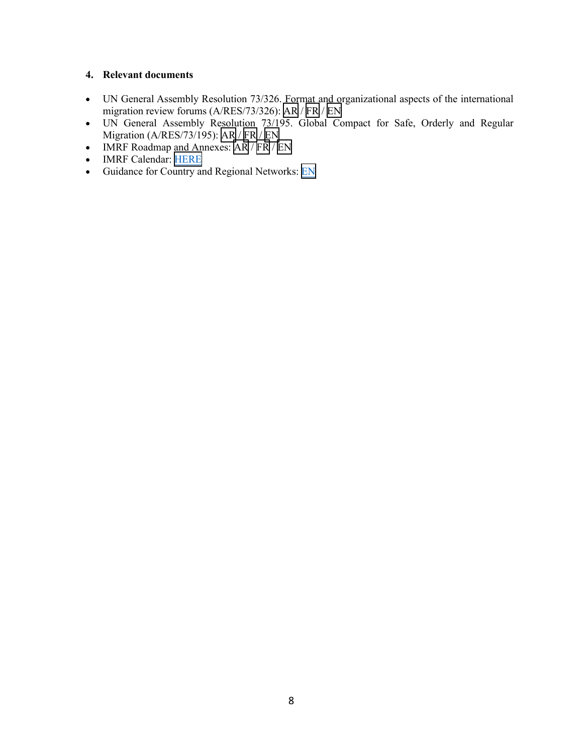## 4. Relevant documents

- UN General Assembly Resolution 73/326. Format and organizational aspects of the international migration review forums (A/RES/73/326): AR / FR / EN
- UN General Assembly Resolution 73/195. Global Compact for Safe, Orderly and Regular Migration (A/RES/73/195): AR / FR / EN
- IMRF Roadmap and Annexes: AR / FR / EN
- IMRF Calendar: HERE
- Guidance for Country and Regional Networks: EN